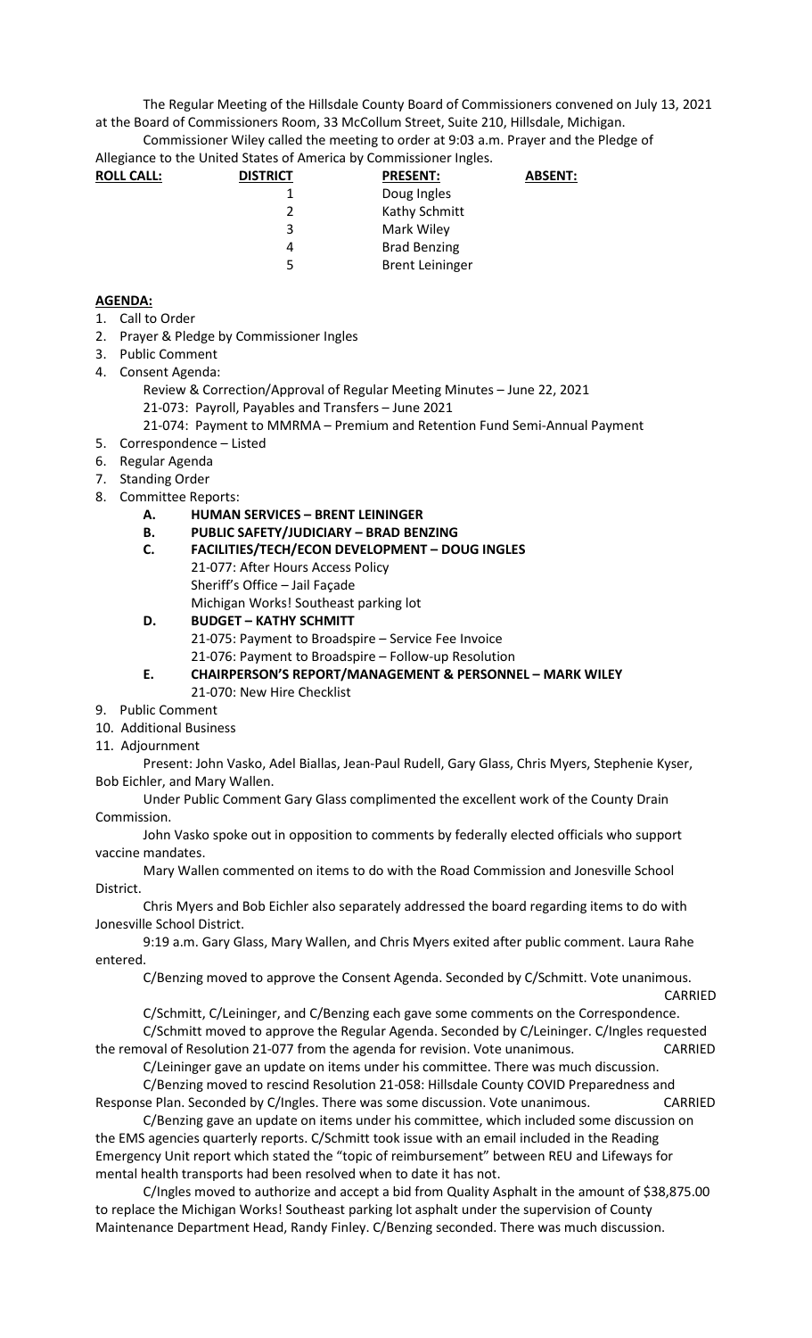The Regular Meeting of the Hillsdale County Board of Commissioners convened on July 13, 2021 at the Board of Commissioners Room, 33 McCollum Street, Suite 210, Hillsdale, Michigan.

Commissioner Wiley called the meeting to order at 9:03 a.m. Prayer and the Pledge of Allegiance to the United States of America by Commissioner Ingles.

| ROLL CALL: | DISTRICT | PRESENT: | ABSENT: |
|---|---|---|---|
| | 1 | Doug Ingles | |
| | 2 | Kathy Schmitt | |
| | 3 | Mark Wiley | |
| | 4 | Brad Benzing | |
| | 5 | Brent Leininger | |

**AGENDA:**

1. Call to Order
2. Prayer & Pledge by Commissioner Ingles
3. Public Comment
4. Consent Agenda:
   - Review & Correction/Approval of Regular Meeting Minutes – June 22, 2021
   - 21-073: Payroll, Payables and Transfers – June 2021
   - 21-074: Payment to MMRMA – Premium and Retention Fund Semi-Annual Payment
5. Correspondence – Listed
6. Regular Agenda
7. Standing Order
8. Committee Reports:
   - **A. HUMAN SERVICES – BRENT LEININGER**
   - **B. PUBLIC SAFETY/JUDICIARY – BRAD BENZING**
   - **C. FACILITIES/TECH/ECON DEVELOPMENT – DOUG INGLES**
     - 21-077: After Hours Access Policy
     - Sheriff's Office – Jail Façade
     - Michigan Works! Southeast parking lot
   - **D. BUDGET – KATHY SCHMITT**
     - 21-075: Payment to Broadspire – Service Fee Invoice
     - 21-076: Payment to Broadspire – Follow-up Resolution
   - **E. CHAIRPERSON'S REPORT/MANAGEMENT & PERSONNEL – MARK WILEY**
     - 21-070: New Hire Checklist
9. Public Comment
10. Additional Business
11. Adjournment

Present: John Vasko, Adel Biallas, Jean-Paul Rudell, Gary Glass, Chris Myers, Stephenie Kyser, Bob Eichler, and Mary Wallen.

Under Public Comment Gary Glass complimented the excellent work of the County Drain Commission.

John Vasko spoke out in opposition to comments by federally elected officials who support vaccine mandates.

Mary Wallen commented on items to do with the Road Commission and Jonesville School District.

Chris Myers and Bob Eichler also separately addressed the board regarding items to do with Jonesville School District.

9:19 a.m. Gary Glass, Mary Wallen, and Chris Myers exited after public comment. Laura Rahe entered.

C/Benzing moved to approve the Consent Agenda. Seconded by C/Schmitt. Vote unanimous. CARRIED

C/Schmitt, C/Leininger, and C/Benzing each gave some comments on the Correspondence.

C/Schmitt moved to approve the Regular Agenda. Seconded by C/Leininger. C/Ingles requested the removal of Resolution 21-077 from the agenda for revision. Vote unanimous. CARRIED

C/Leininger gave an update on items under his committee. There was much discussion.

C/Benzing moved to rescind Resolution 21-058: Hillsdale County COVID Preparedness and Response Plan. Seconded by C/Ingles. There was some discussion. Vote unanimous. CARRIED

C/Benzing gave an update on items under his committee, which included some discussion on the EMS agencies quarterly reports. C/Schmitt took issue with an email included in the Reading Emergency Unit report which stated the "topic of reimbursement" between REU and Lifeways for mental health transports had been resolved when to date it has not.

C/Ingles moved to authorize and accept a bid from Quality Asphalt in the amount of $38,875.00 to replace the Michigan Works! Southeast parking lot asphalt under the supervision of County Maintenance Department Head, Randy Finley. C/Benzing seconded. There was much discussion.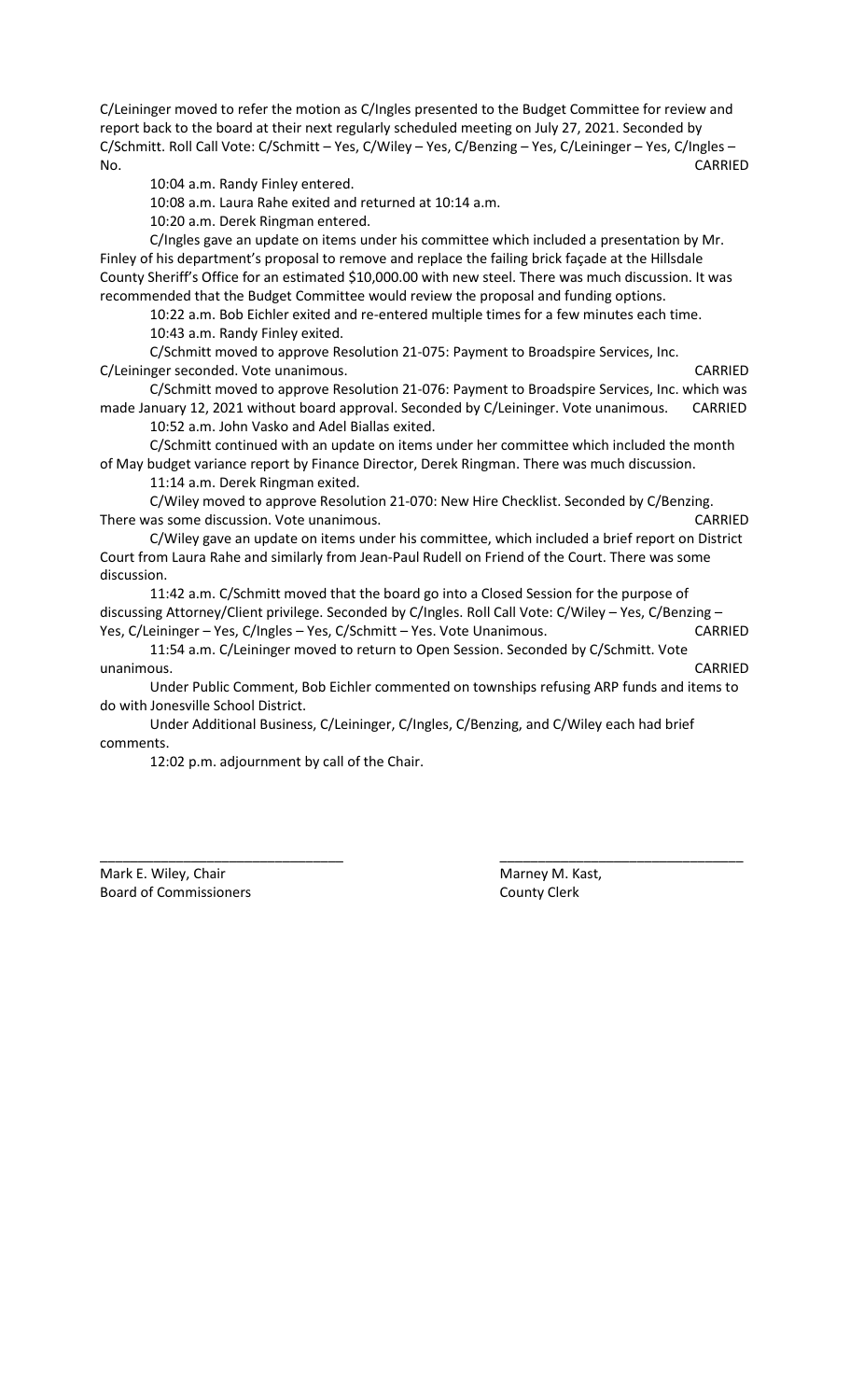C/Leininger moved to refer the motion as C/Ingles presented to the Budget Committee for review and report back to the board at their next regularly scheduled meeting on July 27, 2021. Seconded by C/Schmitt. Roll Call Vote: C/Schmitt – Yes, C/Wiley – Yes, C/Benzing – Yes, C/Leininger – Yes, C/Ingles – No. CARRIED

10:04 a.m. Randy Finley entered.

10:08 a.m. Laura Rahe exited and returned at 10:14 a.m.

10:20 a.m. Derek Ringman entered.

C/Ingles gave an update on items under his committee which included a presentation by Mr. Finley of his department's proposal to remove and replace the failing brick façade at the Hillsdale County Sheriff's Office for an estimated $10,000.00 with new steel. There was much discussion. It was recommended that the Budget Committee would review the proposal and funding options.

10:22 a.m. Bob Eichler exited and re-entered multiple times for a few minutes each time.

10:43 a.m. Randy Finley exited.

C/Schmitt moved to approve Resolution 21-075: Payment to Broadspire Services, Inc. C/Leininger seconded. Vote unanimous. CARRIED

C/Schmitt moved to approve Resolution 21-076: Payment to Broadspire Services, Inc. which was made January 12, 2021 without board approval. Seconded by C/Leininger. Vote unanimous. CARRIED

10:52 a.m. John Vasko and Adel Biallas exited.

C/Schmitt continued with an update on items under her committee which included the month of May budget variance report by Finance Director, Derek Ringman. There was much discussion.

11:14 a.m. Derek Ringman exited.

C/Wiley moved to approve Resolution 21-070: New Hire Checklist. Seconded by C/Benzing. There was some discussion. Vote unanimous. CARRIED

C/Wiley gave an update on items under his committee, which included a brief report on District Court from Laura Rahe and similarly from Jean-Paul Rudell on Friend of the Court. There was some discussion.

11:42 a.m. C/Schmitt moved that the board go into a Closed Session for the purpose of discussing Attorney/Client privilege. Seconded by C/Ingles. Roll Call Vote: C/Wiley – Yes, C/Benzing – Yes, C/Leininger – Yes, C/Ingles – Yes, C/Schmitt – Yes. Vote Unanimous. CARRIED

11:54 a.m. C/Leininger moved to return to Open Session. Seconded by C/Schmitt. Vote unanimous. CARRIED

Under Public Comment, Bob Eichler commented on townships refusing ARP funds and items to do with Jonesville School District.

Under Additional Business, C/Leininger, C/Ingles, C/Benzing, and C/Wiley each had brief comments.

12:02 p.m. adjournment by call of the Chair.

\_\_\_\_\_\_\_\_\_\_\_\_\_\_\_\_\_\_\_\_\_\_\_\_\_\_\_\_\_\_\_\_

Mark E. Wiley, Chair
Board of Commissioners

\_\_\_\_\_\_\_\_\_\_\_\_\_\_\_\_\_\_\_\_\_\_\_\_\_\_\_\_\_\_\_\_

Marney M. Kast,
County Clerk